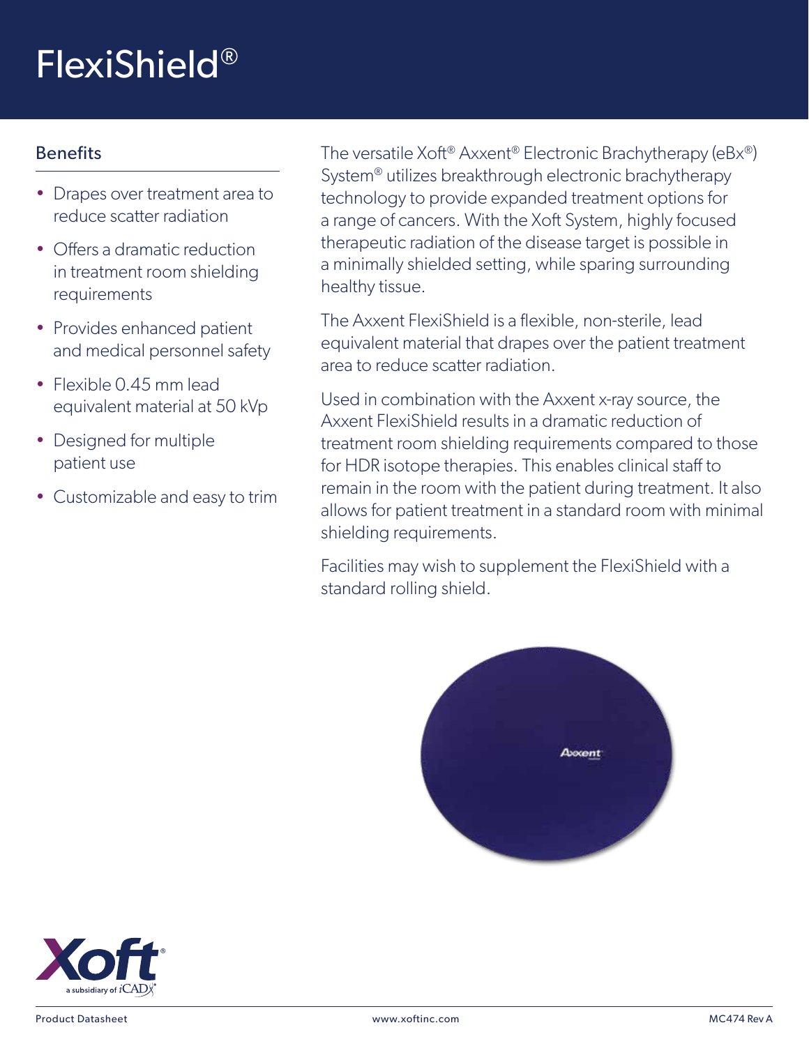# FlexiShield®

## Benefits

- Drapes over treatment area to reduce scatter radiation
- Offers a dramatic reduction in treatment room shielding requirements
- Provides enhanced patient and medical personnel safety
- Flexible 0.45 mm lead equivalent material at 50 kVp
- Designed for multiple patient use
- Customizable and easy to trim

The versatile Xoft® Axxent® Electronic Brachytherapy (eBx®) System® utilizes breakthrough electronic brachytherapy technology to provide expanded treatment options for a range of cancers. With the Xoft System, highly focused therapeutic radiation of the disease target is possible in a minimally shielded setting, while sparing surrounding healthy tissue.

The Axxent FlexiShield is a flexible, non-sterile, lead equivalent material that drapes over the patient treatment area to reduce scatter radiation.

Used in combination with the Axxent x-ray source, the Axxent FlexiShield results in a dramatic reduction of treatment room shielding requirements compared to those for HDR isotope therapies. This enables clinical staff to remain in the room with the patient during treatment. It also allows for patient treatment in a standard room with minimal shielding requirements.

Facilities may wish to supplement the FlexiShield with a standard rolling shield.

Product Datasheet    www.xoftinc.com    MC474 Rev A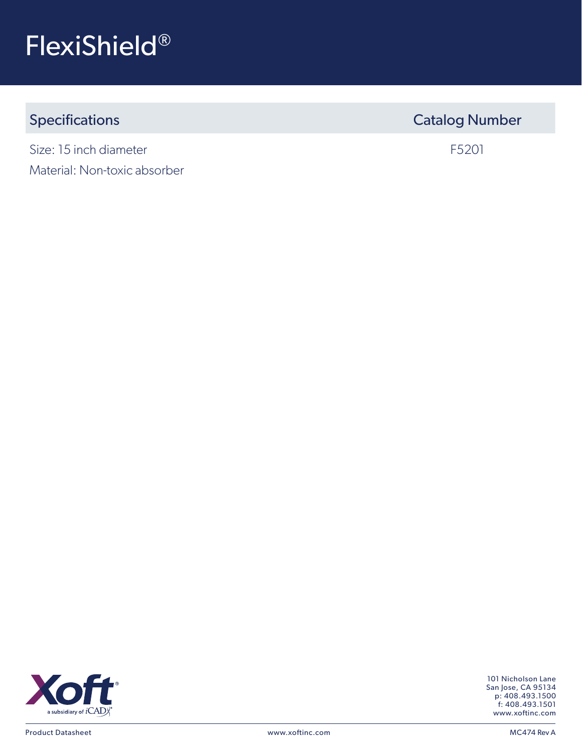# FlexiShield®

| Specifications | Catalog Number |
|---|---|
| Size: 15 inch diameter | F5201 |
| Material: Non-toxic absorber | |

101 Nicholson Lane
San Jose, CA 95134
p: 408.493.1500
f: 408.493.1501
www.xoftinc.com

Product Datasheet    www.xoftinc.com    MC474 Rev A